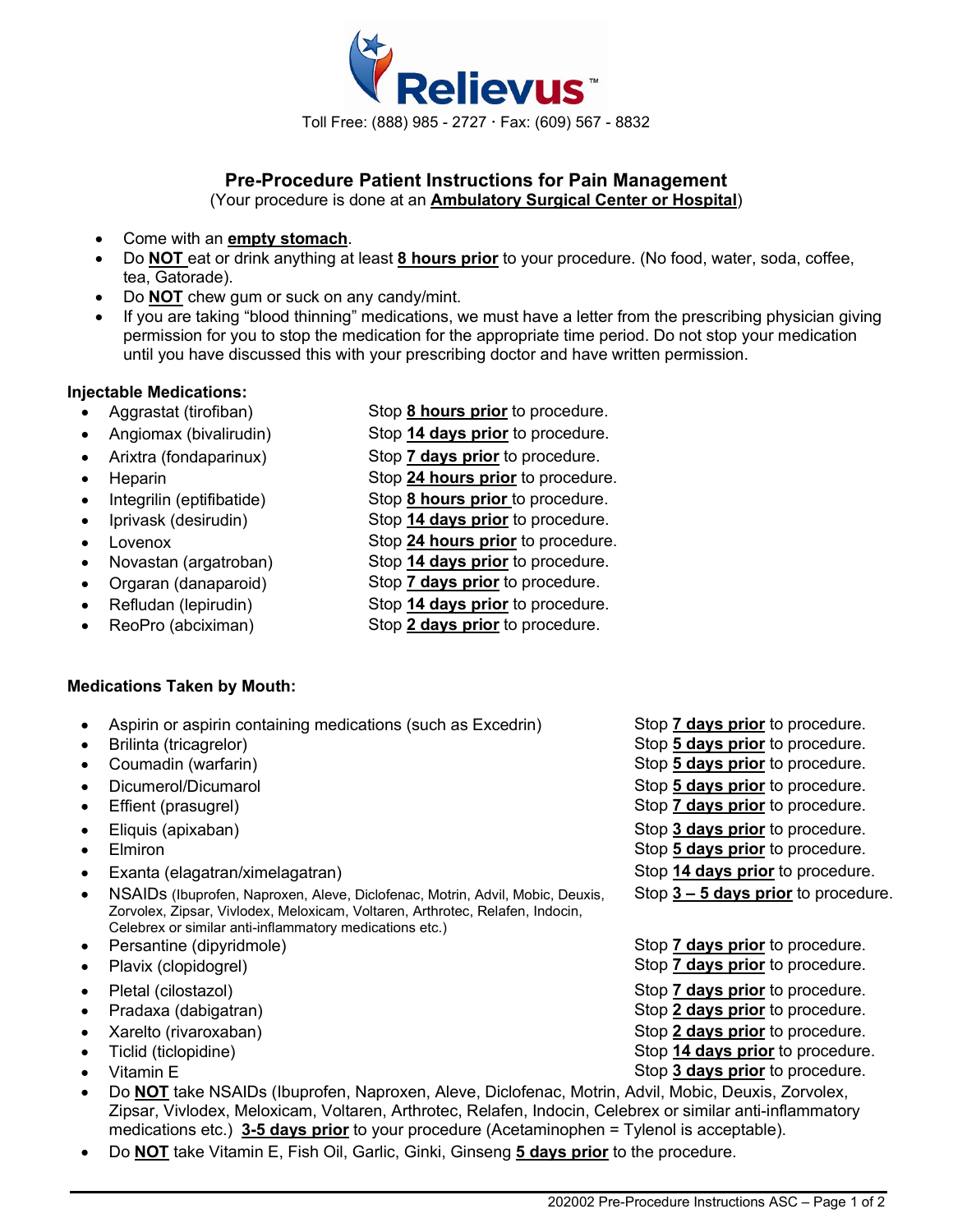Relievus™

Toll Free: (888) 985 - 2727 · Fax: (609) 567 - 8832

## Pre-Procedure Patient Instructions for Pain Management

(Your procedure is done at an **Ambulatory Surgical Center or Hospital**)

- Come with an **empty stomach**.
- Do **NOT** eat or drink anything at least **8 hours prior** to your procedure. (No food, water, soda, coffee, tea, Gatorade).
- Do **NOT** chew gum or suck on any candy/mint.
- If you are taking "blood thinning" medications, we must have a letter from the prescribing physician giving permission for you to stop the medication for the appropriate time period. Do not stop your medication until you have discussed this with your prescribing doctor and have written permission.

**Injectable Medications:**

- Aggrastat (tirofiban) — Stop **8 hours prior** to procedure.
- Angiomax (bivalirudin) — Stop **14 days prior** to procedure.
- Arixtra (fondaparinux) — Stop **7 days prior** to procedure.
- Heparin — Stop **24 hours prior** to procedure.
- Integrilin (eptifibatide) — Stop **8 hours prior** to procedure.
- Iprivask (desirudin) — Stop **14 days prior** to procedure.
- Lovenox — Stop **24 hours prior** to procedure.
- Novastan (argatroban) — Stop **14 days prior** to procedure.
- Orgaran (danaparoid) — Stop **7 days prior** to procedure.
- Refludan (lepirudin) — Stop **14 days prior** to procedure.
- ReoPro (abciximan) — Stop **2 days prior** to procedure.

**Medications Taken by Mouth:**

- Aspirin or aspirin containing medications (such as Excedrin) — Stop **7 days prior** to procedure.
- Brilinta (tricagrelor) — Stop **5 days prior** to procedure.
- Coumadin (warfarin) — Stop **5 days prior** to procedure.
- Dicumerol/Dicumarol — Stop **5 days prior** to procedure.
- Effient (prasugrel) — Stop **7 days prior** to procedure.
- Eliquis (apixaban) — Stop **3 days prior** to procedure.
- Elmiron — Stop **5 days prior** to procedure.
- Exanta (elagatran/ximelagatran) — Stop **14 days prior** to procedure.
- NSAIDs (Ibuprofen, Naproxen, Aleve, Diclofenac, Motrin, Advil, Mobic, Deuxis, Zorvolex, Zipsar, Vivlodex, Meloxicam, Voltaren, Arthrotec, Relafen, Indocin, Celebrex or similar anti-inflammatory medications etc.) — Stop **3 – 5 days prior** to procedure.
- Persantine (dipyridmole) — Stop **7 days prior** to procedure.
- Plavix (clopidogrel) — Stop **7 days prior** to procedure.
- Pletal (cilostazol) — Stop **7 days prior** to procedure.
- Pradaxa (dabigatran) — Stop **2 days prior** to procedure.
- Xarelto (rivaroxaban) — Stop **2 days prior** to procedure.
- Ticlid (ticlopidine) — Stop **14 days prior** to procedure.
- Vitamin E — Stop **3 days prior** to procedure.
- Do **NOT** take NSAIDs (Ibuprofen, Naproxen, Aleve, Diclofenac, Motrin, Advil, Mobic, Deuxis, Zorvolex, Zipsar, Vivlodex, Meloxicam, Voltaren, Arthrotec, Relafen, Indocin, Celebrex or similar anti-inflammatory medications etc.) **3-5 days prior** to your procedure (Acetaminophen = Tylenol is acceptable).
- Do **NOT** take Vitamin E, Fish Oil, Garlic, Ginki, Ginseng **5 days prior** to the procedure.

202002 Pre-Procedure Instructions ASC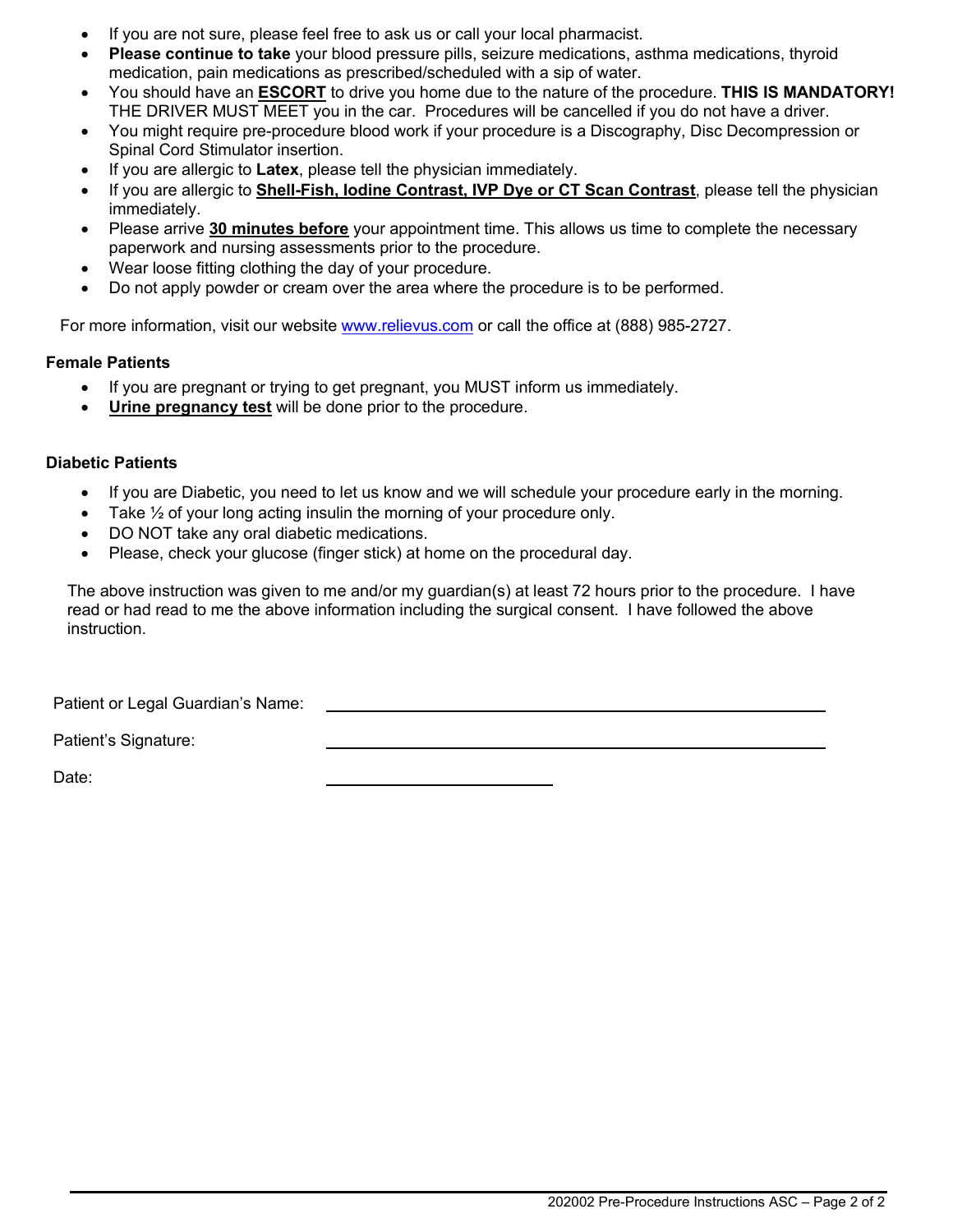- If you are not sure, please feel free to ask us or call your local pharmacist.
- **Please continue to take** your blood pressure pills, seizure medications, asthma medications, thyroid medication, pain medications as prescribed/scheduled with a sip of water.
- You should have an **ESCORT** to drive you home due to the nature of the procedure. **THIS IS MANDATORY!** THE DRIVER MUST MEET you in the car. Procedures will be cancelled if you do not have a driver.
- You might require pre-procedure blood work if your procedure is a Discography, Disc Decompression or Spinal Cord Stimulator insertion.
- If you are allergic to **Latex**, please tell the physician immediately.
- If you are allergic to **Shell-Fish, Iodine Contrast, IVP Dye or CT Scan Contrast**, please tell the physician immediately.
- Please arrive **30 minutes before** your appointment time. This allows us time to complete the necessary paperwork and nursing assessments prior to the procedure.
- Wear loose fitting clothing the day of your procedure.
- Do not apply powder or cream over the area where the procedure is to be performed.

For more information, visit our website www.relievus.com or call the office at (888) 985-2727.

**Female Patients**

- If you are pregnant or trying to get pregnant, you MUST inform us immediately.
- **Urine pregnancy test** will be done prior to the procedure.

**Diabetic Patients**

- If you are Diabetic, you need to let us know and we will schedule your procedure early in the morning.
- Take ½ of your long acting insulin the morning of your procedure only.
- DO NOT take any oral diabetic medications.
- Please, check your glucose (finger stick) at home on the procedural day.

The above instruction was given to me and/or my guardian(s) at least 72 hours prior to the procedure. I have read or had read to me the above information including the surgical consent. I have followed the above instruction.

Patient or Legal Guardian's Name: ______________________________

Patient's Signature: ______________________________

Date: ______________